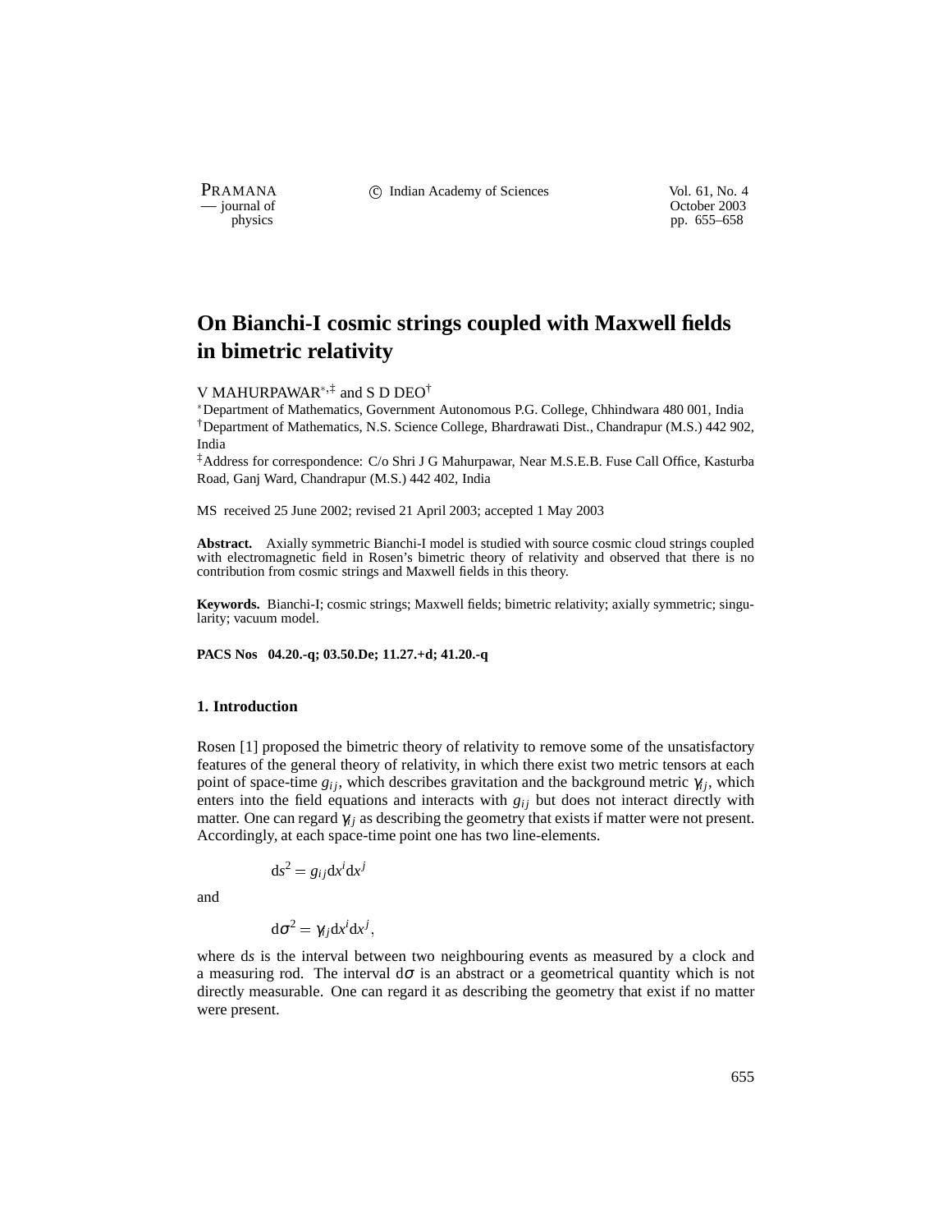# On Bianchi-I cosmic strings coupled with Maxwell fields in bimetric relativity

V MAHURPAWAR[*,‡] and S D DEO[†]

[*]Department of Mathematics, Government Autonomous P.G. College, Chhindwara 480 001, India

[†]Department of Mathematics, N.S. Science College, Bhardrawati Dist., Chandrapur (M.S.) 442 902, India

[‡]Address for correspondence: C/o Shri J G Mahurpawar, Near M.S.E.B. Fuse Call Office, Kasturba Road, Ganj Ward, Chandrapur (M.S.) 442 402, India

MS received 25 June 2002; revised 21 April 2003; accepted 1 May 2003

**Abstract.** Axially symmetric Bianchi-I model is studied with source cosmic cloud strings coupled with electromagnetic field in Rosen's bimetric theory of relativity and observed that there is no contribution from cosmic strings and Maxwell fields in this theory.

**Keywords.** Bianchi-I; cosmic strings; Maxwell fields; bimetric relativity; axially symmetric; singularity; vacuum model.

**PACS Nos 04.20.-q; 03.50.De; 11.27.+d; 41.20.-q**

## 1. Introduction

Rosen [1] proposed the bimetric theory of relativity to remove some of the unsatisfactory features of the general theory of relativity, in which there exist two metric tensors at each point of space-time $g_{ij}$, which describes gravitation and the background metric $\gamma_{ij}$, which enters into the field equations and interacts with $g_{ij}$ but does not interact directly with matter. One can regard $\gamma_{ij}$ as describing the geometry that exists if matter were not present. Accordingly, at each space-time point one has two line-elements.

$$ds^2 = g_{ij}dx^i dx^j$$

and

$$d\sigma^2 = \gamma_{ij}dx^i dx^j,$$

where $ds$ is the interval between two neighbouring events as measured by a clock and a measuring rod. The interval $d\sigma$ is an abstract or a geometrical quantity which is not directly measurable. One can regard it as describing the geometry that exist if no matter were present.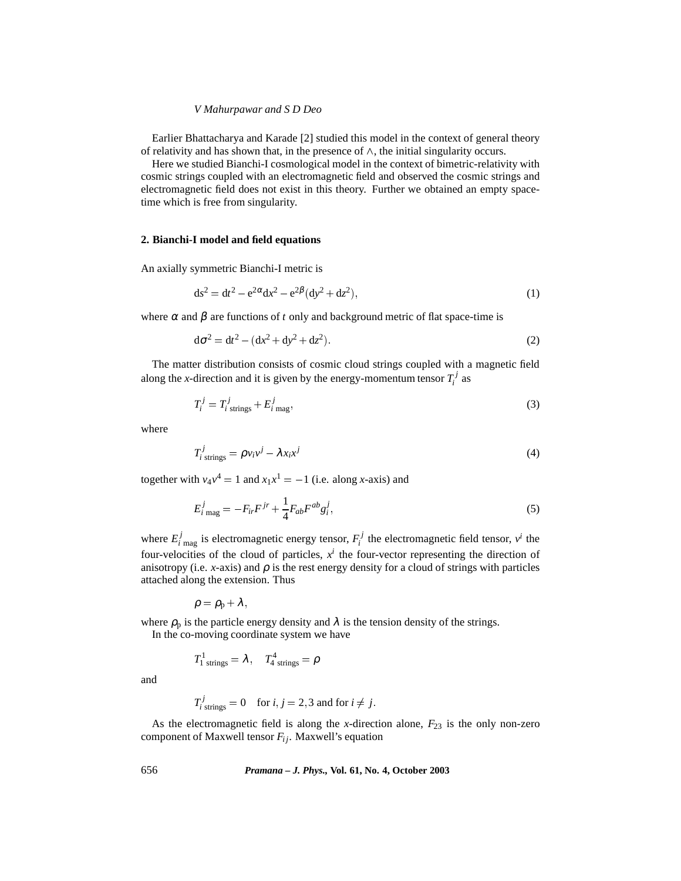Earlier Bhattacharya and Karade [2] studied this model in the context of general theory of relativity and has shown that, in the presence of $\wedge$, the initial singularity occurs.

Here we studied Bianchi-I cosmological model in the context of bimetric-relativity with cosmic strings coupled with an electromagnetic field and observed the cosmic strings and electromagnetic field does not exist in this theory. Further we obtained an empty space-time which is free from singularity.

## 2. Bianchi-I model and field equations

An axially symmetric Bianchi-I metric is

$$\mathrm{d}s^2 = \mathrm{d}t^2 - \mathrm{e}^{2\alpha}\mathrm{d}x^2 - \mathrm{e}^{2\beta}(\mathrm{d}y^2 + \mathrm{d}z^2), \tag{1}$$

where $\alpha$ and $\beta$ are functions of $t$ only and background metric of flat space-time is

$$\mathrm{d}\sigma^2 = \mathrm{d}t^2 - (\mathrm{d}x^2 + \mathrm{d}y^2 + \mathrm{d}z^2). \tag{2}$$

The matter distribution consists of cosmic cloud strings coupled with a magnetic field along the $x$-direction and it is given by the energy-momentum tensor $T_i^j$ as

$$T_i^j = T_{i\,\mathrm{strings}}^j + E_{i\,\mathrm{mag}}^j, \tag{3}$$

where

$$T_{i\,\mathrm{strings}}^j = \rho v_i v^j - \lambda x_i x^j \tag{4}$$

together with $v_4 v^4 = 1$ and $x_1 x^1 = -1$ (i.e. along $x$-axis) and

$$E_{i\,\mathrm{mag}}^j = -F_{ir}F^{jr} + \frac{1}{4}F_{ab}F^{ab}g_i^j, \tag{5}$$

where $E_{i\,\mathrm{mag}}^j$ is electromagnetic energy tensor, $F_i^j$ the electromagnetic field tensor, $v^i$ the four-velocities of the cloud of particles, $x^i$ the four-vector representing the direction of anisotropy (i.e. $x$-axis) and $\rho$ is the rest energy density for a cloud of strings with particles attached along the extension. Thus

$$\rho = \rho_\mathrm{p} + \lambda,$$

where $\rho_\mathrm{p}$ is the particle energy density and $\lambda$ is the tension density of the strings.

In the co-moving coordinate system we have

$$T_{1\,\mathrm{strings}}^1 = \lambda, \quad T_{4\,\mathrm{strings}}^4 = \rho$$

and

$$T_{i\,\mathrm{strings}}^j = 0 \quad \text{for } i,j = 2,3 \text{ and for } i \neq j.$$

As the electromagnetic field is along the $x$-direction alone, $F_{23}$ is the only non-zero component of Maxwell tensor $F_{ij}$. Maxwell's equation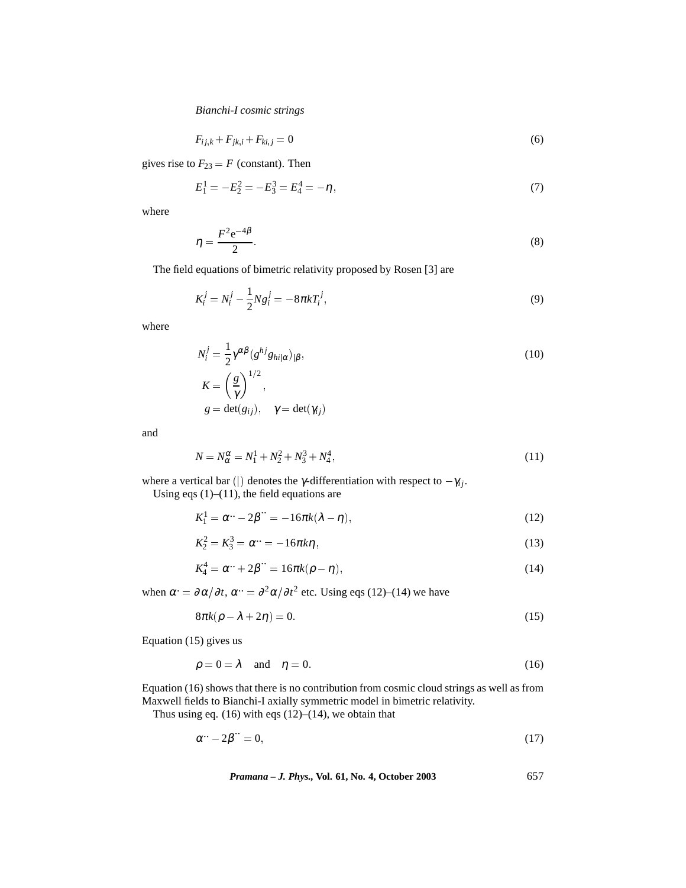$$F_{ij,k} + F_{jk,i} + F_{ki,j} = 0 \tag{6}$$

gives rise to $F_{23} = F$ (constant). Then

$$E_1^1 = -E_2^2 = -E_3^3 = E_4^4 = -\eta, \tag{7}$$

where

$$\eta = \frac{F^2 e^{-4\beta}}{2}. \tag{8}$$

The field equations of bimetric relativity proposed by Rosen [3] are

$$K_i^j = N_i^j - \frac{1}{2} N g_i^j = -8\pi k T_i^j, \tag{9}$$

where

$$N_i^j = \frac{1}{2}\gamma^{\alpha\beta}(g^{hj} g_{hi|\alpha})_{|\beta}, \tag{10}$$
$$K = \left(\frac{g}{\gamma}\right)^{1/2},$$
$$g = \det(g_{ij}), \quad \gamma = \det(\gamma_{ij})$$

and

$$N = N_\alpha^\alpha = N_1^1 + N_2^2 + N_3^3 + N_4^4, \tag{11}$$

where a vertical bar $(|)$ denotes the $\gamma$-differentiation with respect to $-\gamma_{ij}$.

Using eqs (1)–(11), the field equations are

$$K_1^1 = \ddot{\alpha} - 2\ddot{\beta} = -16\pi k(\lambda - \eta), \tag{12}$$

$$K_2^2 = K_3^3 = \ddot{\alpha} = -16\pi k\eta, \tag{13}$$

$$K_4^4 = \ddot{\alpha} + 2\ddot{\beta} = 16\pi k(\rho - \eta), \tag{14}$$

when $\dot{\alpha} = \partial\alpha/\partial t$, $\ddot{\alpha} = \partial^2\alpha/\partial t^2$ etc. Using eqs (12)–(14) we have

$$8\pi k(\rho - \lambda + 2\eta) = 0. \tag{15}$$

Equation (15) gives us

$$\rho = 0 = \lambda \quad \text{and} \quad \eta = 0. \tag{16}$$

Equation (16) shows that there is no contribution from cosmic cloud strings as well as from Maxwell fields to Bianchi-I axially symmetric model in bimetric relativity.

Thus using eq. (16) with eqs (12)–(14), we obtain that

$$\ddot{\alpha} - 2\ddot{\beta} = 0, \tag{17}$$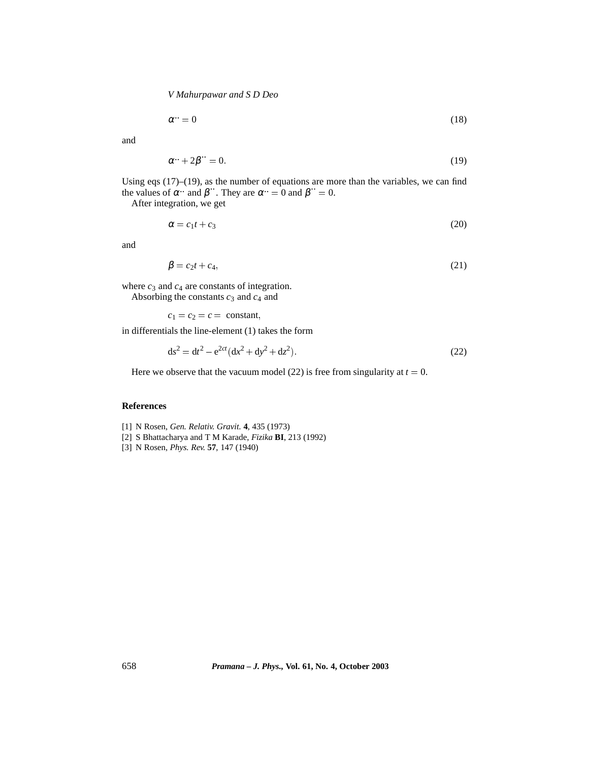$$\alpha^{\cdot\cdot} = 0 \tag{18}$$

and

$$\alpha^{\cdot\cdot} + 2\beta^{\cdot\cdot} = 0. \tag{19}$$

Using eqs (17)–(19), as the number of equations are more than the variables, we can find the values of $\alpha^{\cdot\cdot}$ and $\beta^{\cdot\cdot}$. They are $\alpha^{\cdot\cdot} = 0$ and $\beta^{\cdot\cdot} = 0$.

After integration, we get

$$\alpha = c_1 t + c_3 \tag{20}$$

and

$$\beta = c_2 t + c_4, \tag{21}$$

where $c_3$ and $c_4$ are constants of integration.

Absorbing the constants $c_3$ and $c_4$ and

$$c_1 = c_2 = c = \text{ constant},$$

in differentials the line-element (1) takes the form

$$\mathrm{d}s^2 = \mathrm{d}t^2 - \mathrm{e}^{2ct}(\mathrm{d}x^2 + \mathrm{d}y^2 + \mathrm{d}z^2). \tag{22}$$

Here we observe that the vacuum model (22) is free from singularity at $t = 0$.

## References

[1] N Rosen, *Gen. Relativ. Gravit.* **4**, 435 (1973)
[2] S Bhattacharya and T M Karade, *Fizika* **BI**, 213 (1992)
[3] N Rosen, *Phys. Rev.* **57**, 147 (1940)